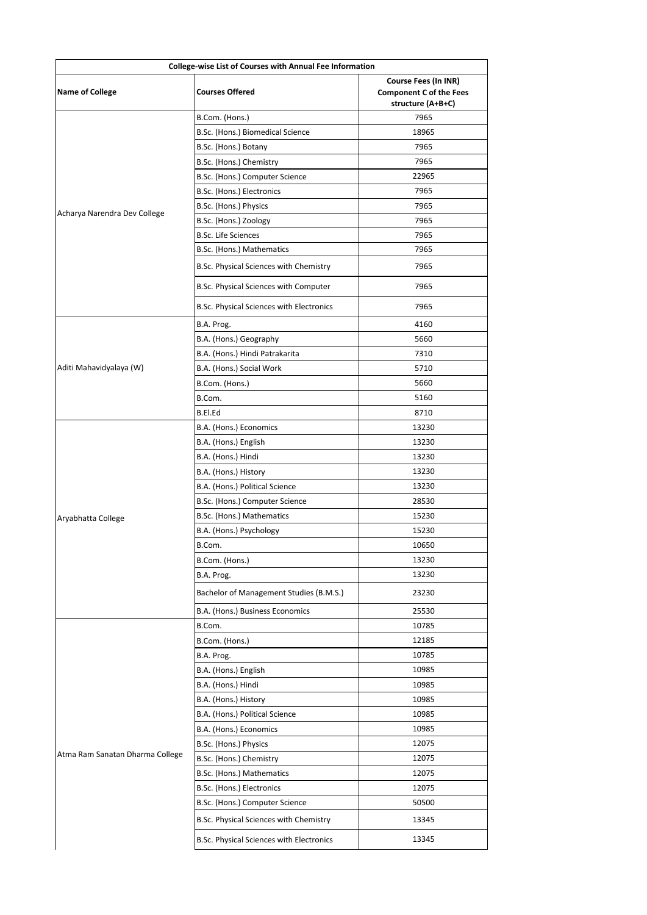| College-wise List of Courses with Annual Fee Information | | |
|---|---|---|
| **Name of College** | **Courses Offered** | **Course Fees (In INR) Component C of the Fees structure (A+B+C)** |
| Acharya Narendra Dev College | B.Com. (Hons.) | 7965 |
| | B.Sc. (Hons.) Biomedical Science | 18965 |
| | B.Sc. (Hons.) Botany | 7965 |
| | B.Sc. (Hons.) Chemistry | 7965 |
| | B.Sc. (Hons.) Computer Science | 22965 |
| | B.Sc. (Hons.) Electronics | 7965 |
| | B.Sc. (Hons.) Physics | 7965 |
| | B.Sc. (Hons.) Zoology | 7965 |
| | B.Sc. Life Sciences | 7965 |
| | B.Sc. (Hons.) Mathematics | 7965 |
| | B.Sc. Physical Sciences with Chemistry | 7965 |
| | B.Sc. Physical Sciences with Computer | 7965 |
| | B.Sc. Physical Sciences with Electronics | 7965 |
| Aditi Mahavidyalaya (W) | B.A. Prog. | 4160 |
| | B.A. (Hons.) Geography | 5660 |
| | B.A. (Hons.) Hindi Patrakarita | 7310 |
| | B.A. (Hons.) Social Work | 5710 |
| | B.Com. (Hons.) | 5660 |
| | B.Com. | 5160 |
| | B.El.Ed | 8710 |
| Aryabhatta College | B.A. (Hons.) Economics | 13230 |
| | B.A. (Hons.) English | 13230 |
| | B.A. (Hons.) Hindi | 13230 |
| | B.A. (Hons.) History | 13230 |
| | B.A. (Hons.) Political Science | 13230 |
| | B.Sc. (Hons.) Computer Science | 28530 |
| | B.Sc. (Hons.) Mathematics | 15230 |
| | B.A. (Hons.) Psychology | 15230 |
| | B.Com. | 10650 |
| | B.Com. (Hons.) | 13230 |
| | B.A. Prog. | 13230 |
| | Bachelor of Management Studies (B.M.S.) | 23230 |
| | B.A. (Hons.) Business Economics | 25530 |
| Atma Ram Sanatan Dharma College | B.Com. | 10785 |
| | B.Com. (Hons.) | 12185 |
| | B.A. Prog. | 10785 |
| | B.A. (Hons.) English | 10985 |
| | B.A. (Hons.) Hindi | 10985 |
| | B.A. (Hons.) History | 10985 |
| | B.A. (Hons.) Political Science | 10985 |
| | B.A. (Hons.) Economics | 10985 |
| | B.Sc. (Hons.) Physics | 12075 |
| | B.Sc. (Hons.) Chemistry | 12075 |
| | B.Sc. (Hons.) Mathematics | 12075 |
| | B.Sc. (Hons.) Electronics | 12075 |
| | B.Sc. (Hons.) Computer Science | 50500 |
| | B.Sc. Physical Sciences with Chemistry | 13345 |
| | B.Sc. Physical Sciences with Electronics | 13345 |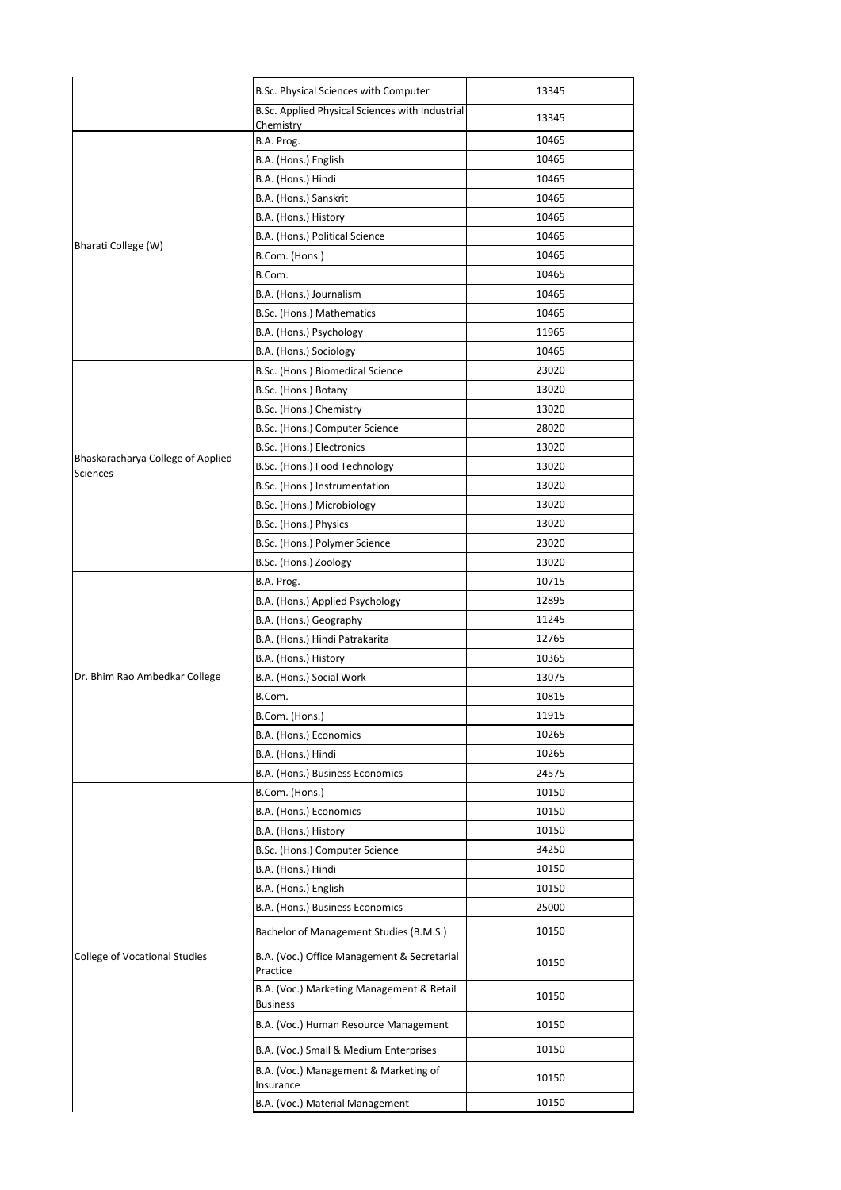| | | |
|---|---|---|
| | B.Sc. Physical Sciences with Computer | 13345 |
| | B.Sc. Applied Physical Sciences with Industrial Chemistry | 13345 |
| Bharati College (W) | B.A. Prog. | 10465 |
| | B.A. (Hons.) English | 10465 |
| | B.A. (Hons.) Hindi | 10465 |
| | B.A. (Hons.) Sanskrit | 10465 |
| | B.A. (Hons.) History | 10465 |
| | B.A. (Hons.) Political Science | 10465 |
| | B.Com. (Hons.) | 10465 |
| | B.Com. | 10465 |
| | B.A. (Hons.) Journalism | 10465 |
| | B.Sc. (Hons.) Mathematics | 10465 |
| | B.A. (Hons.) Psychology | 11965 |
| | B.A. (Hons.) Sociology | 10465 |
| Bhaskaracharya College of Applied Sciences | B.Sc. (Hons.) Biomedical Science | 23020 |
| | B.Sc. (Hons.) Botany | 13020 |
| | B.Sc. (Hons.) Chemistry | 13020 |
| | B.Sc. (Hons.) Computer Science | 28020 |
| | B.Sc. (Hons.) Electronics | 13020 |
| | B.Sc. (Hons.) Food Technology | 13020 |
| | B.Sc. (Hons.) Instrumentation | 13020 |
| | B.Sc. (Hons.) Microbiology | 13020 |
| | B.Sc. (Hons.) Physics | 13020 |
| | B.Sc. (Hons.) Polymer Science | 23020 |
| | B.Sc. (Hons.) Zoology | 13020 |
| Dr. Bhim Rao Ambedkar College | B.A. Prog. | 10715 |
| | B.A. (Hons.) Applied Psychology | 12895 |
| | B.A. (Hons.) Geography | 11245 |
| | B.A. (Hons.) Hindi Patrakarita | 12765 |
| | B.A. (Hons.) History | 10365 |
| | B.A. (Hons.) Social Work | 13075 |
| | B.Com. | 10815 |
| | B.Com. (Hons.) | 11915 |
| | B.A. (Hons.) Economics | 10265 |
| | B.A. (Hons.) Hindi | 10265 |
| | B.A. (Hons.) Business Economics | 24575 |
| College of Vocational Studies | B.Com. (Hons.) | 10150 |
| | B.A. (Hons.) Economics | 10150 |
| | B.A. (Hons.) History | 10150 |
| | B.Sc. (Hons.) Computer Science | 34250 |
| | B.A. (Hons.) Hindi | 10150 |
| | B.A. (Hons.) English | 10150 |
| | B.A. (Hons.) Business Economics | 25000 |
| | Bachelor of Management Studies (B.M.S.) | 10150 |
| | B.A. (Voc.) Office Management & Secretarial Practice | 10150 |
| | B.A. (Voc.) Marketing Management & Retail Business | 10150 |
| | B.A. (Voc.) Human Resource Management | 10150 |
| | B.A. (Voc.) Small & Medium Enterprises | 10150 |
| | B.A. (Voc.) Management & Marketing of Insurance | 10150 |
| | B.A. (Voc.) Material Management | 10150 |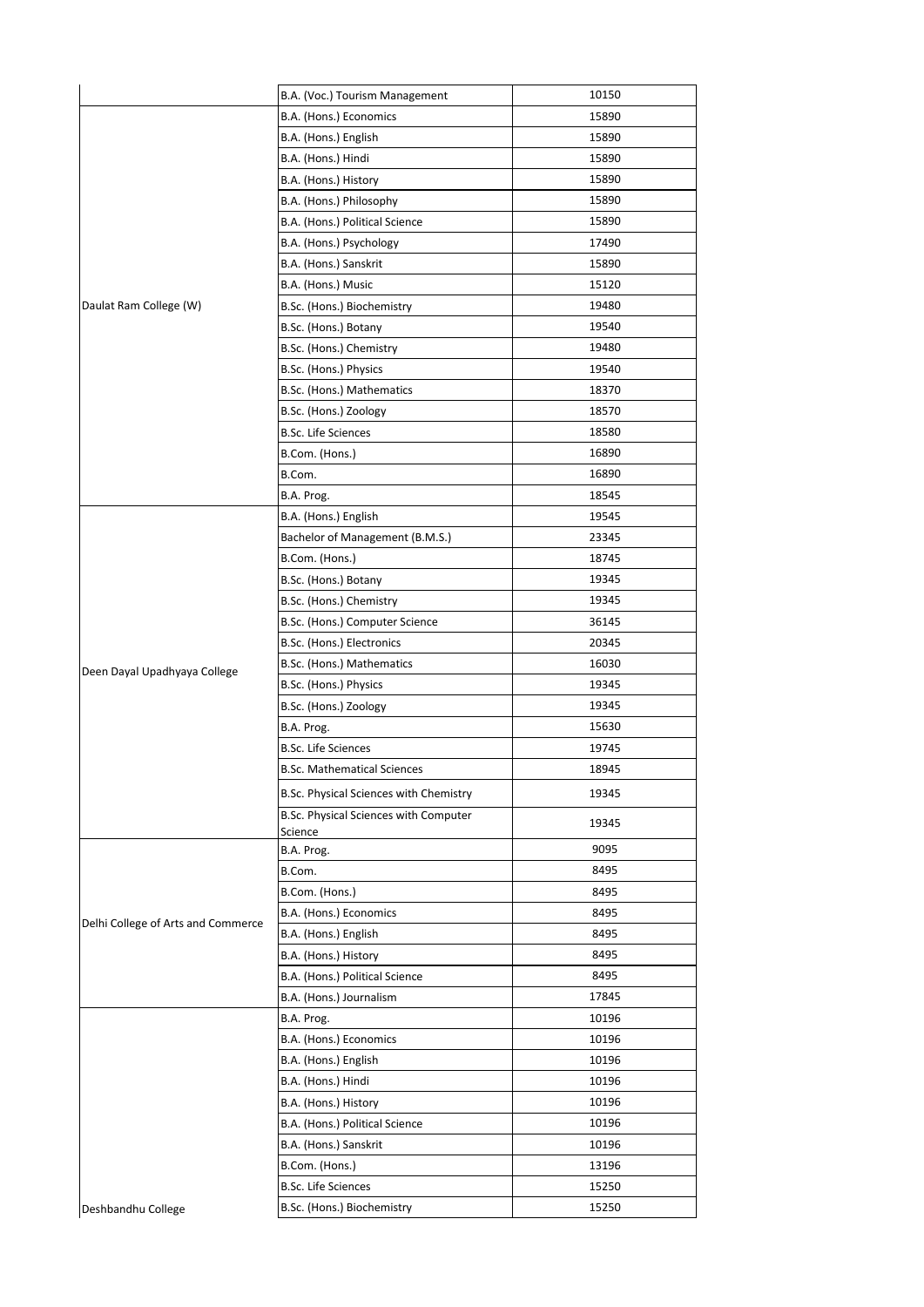| | | |
|---|---|---|
| | B.A. (Voc.) Tourism Management | 10150 |
| Daulat Ram College (W) | B.A. (Hons.) Economics | 15890 |
| | B.A. (Hons.) English | 15890 |
| | B.A. (Hons.) Hindi | 15890 |
| | B.A. (Hons.) History | 15890 |
| | B.A. (Hons.) Philosophy | 15890 |
| | B.A. (Hons.) Political Science | 15890 |
| | B.A. (Hons.) Psychology | 17490 |
| | B.A. (Hons.) Sanskrit | 15890 |
| | B.A. (Hons.) Music | 15120 |
| | B.Sc. (Hons.) Biochemistry | 19480 |
| | B.Sc. (Hons.) Botany | 19540 |
| | B.Sc. (Hons.) Chemistry | 19480 |
| | B.Sc. (Hons.) Physics | 19540 |
| | B.Sc. (Hons.) Mathematics | 18370 |
| | B.Sc. (Hons.) Zoology | 18570 |
| | B.Sc. Life Sciences | 18580 |
| | B.Com. (Hons.) | 16890 |
| | B.Com. | 16890 |
| | B.A. Prog. | 18545 |
| Deen Dayal Upadhyaya College | B.A. (Hons.) English | 19545 |
| | Bachelor of Management (B.M.S.) | 23345 |
| | B.Com. (Hons.) | 18745 |
| | B.Sc. (Hons.) Botany | 19345 |
| | B.Sc. (Hons.) Chemistry | 19345 |
| | B.Sc. (Hons.) Computer Science | 36145 |
| | B.Sc. (Hons.) Electronics | 20345 |
| | B.Sc. (Hons.) Mathematics | 16030 |
| | B.Sc. (Hons.) Physics | 19345 |
| | B.Sc. (Hons.) Zoology | 19345 |
| | B.A. Prog. | 15630 |
| | B.Sc. Life Sciences | 19745 |
| | B.Sc. Mathematical Sciences | 18945 |
| | B.Sc. Physical Sciences with Chemistry | 19345 |
| | B.Sc. Physical Sciences with Computer Science | 19345 |
| Delhi College of Arts and Commerce | B.A. Prog. | 9095 |
| | B.Com. | 8495 |
| | B.Com. (Hons.) | 8495 |
| | B.A. (Hons.) Economics | 8495 |
| | B.A. (Hons.) English | 8495 |
| | B.A. (Hons.) History | 8495 |
| | B.A. (Hons.) Political Science | 8495 |
| | B.A. (Hons.) Journalism | 17845 |
| Deshbandhu College | B.A. Prog. | 10196 |
| | B.A. (Hons.) Economics | 10196 |
| | B.A. (Hons.) English | 10196 |
| | B.A. (Hons.) Hindi | 10196 |
| | B.A. (Hons.) History | 10196 |
| | B.A. (Hons.) Political Science | 10196 |
| | B.A. (Hons.) Sanskrit | 10196 |
| | B.Com. (Hons.) | 13196 |
| | B.Sc. Life Sciences | 15250 |
| | B.Sc. (Hons.) Biochemistry | 15250 |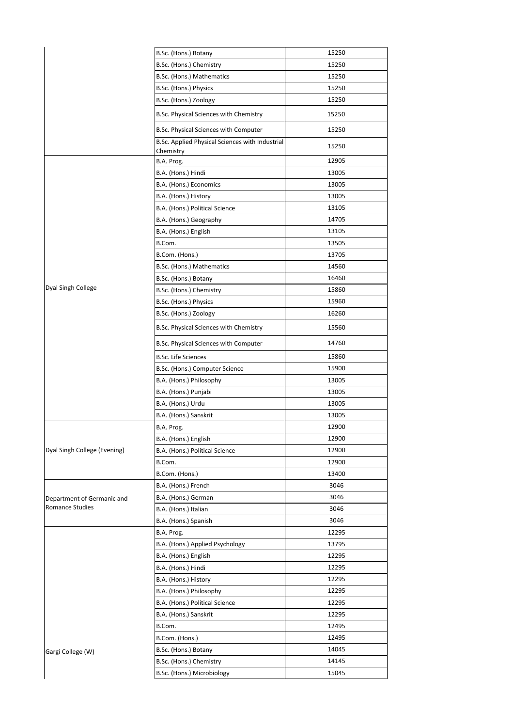| | | |
|---|---|---|
| | B.Sc. (Hons.) Botany | 15250 |
| | B.Sc. (Hons.) Chemistry | 15250 |
| | B.Sc. (Hons.) Mathematics | 15250 |
| | B.Sc. (Hons.) Physics | 15250 |
| | B.Sc. (Hons.) Zoology | 15250 |
| | B.Sc. Physical Sciences with Chemistry | 15250 |
| | B.Sc. Physical Sciences with Computer | 15250 |
| | B.Sc. Applied Physical Sciences with Industrial Chemistry | 15250 |
| Dyal Singh College | B.A. Prog. | 12905 |
| | B.A. (Hons.) Hindi | 13005 |
| | B.A. (Hons.) Economics | 13005 |
| | B.A. (Hons.) History | 13005 |
| | B.A. (Hons.) Political Science | 13105 |
| | B.A. (Hons.) Geography | 14705 |
| | B.A. (Hons.) English | 13105 |
| | B.Com. | 13505 |
| | B.Com. (Hons.) | 13705 |
| | B.Sc. (Hons.) Mathematics | 14560 |
| | B.Sc. (Hons.) Botany | 16460 |
| | B.Sc. (Hons.) Chemistry | 15860 |
| | B.Sc. (Hons.) Physics | 15960 |
| | B.Sc. (Hons.) Zoology | 16260 |
| | B.Sc. Physical Sciences with Chemistry | 15560 |
| | B.Sc. Physical Sciences with Computer | 14760 |
| | B.Sc. Life Sciences | 15860 |
| | B.Sc. (Hons.) Computer Science | 15900 |
| | B.A. (Hons.) Philosophy | 13005 |
| | B.A. (Hons.) Punjabi | 13005 |
| | B.A. (Hons.) Urdu | 13005 |
| | B.A. (Hons.) Sanskrit | 13005 |
| Dyal Singh College (Evening) | B.A. Prog. | 12900 |
| | B.A. (Hons.) English | 12900 |
| | B.A. (Hons.) Political Science | 12900 |
| | B.Com. | 12900 |
| | B.Com. (Hons.) | 13400 |
| Department of Germanic and Romance Studies | B.A. (Hons.) French | 3046 |
| | B.A. (Hons.) German | 3046 |
| | B.A. (Hons.) Italian | 3046 |
| | B.A. (Hons.) Spanish | 3046 |
| Gargi College (W) | B.A. Prog. | 12295 |
| | B.A. (Hons.) Applied Psychology | 13795 |
| | B.A. (Hons.) English | 12295 |
| | B.A. (Hons.) Hindi | 12295 |
| | B.A. (Hons.) History | 12295 |
| | B.A. (Hons.) Philosophy | 12295 |
| | B.A. (Hons.) Political Science | 12295 |
| | B.A. (Hons.) Sanskrit | 12295 |
| | B.Com. | 12495 |
| | B.Com. (Hons.) | 12495 |
| | B.Sc. (Hons.) Botany | 14045 |
| | B.Sc. (Hons.) Chemistry | 14145 |
| | B.Sc. (Hons.) Microbiology | 15045 |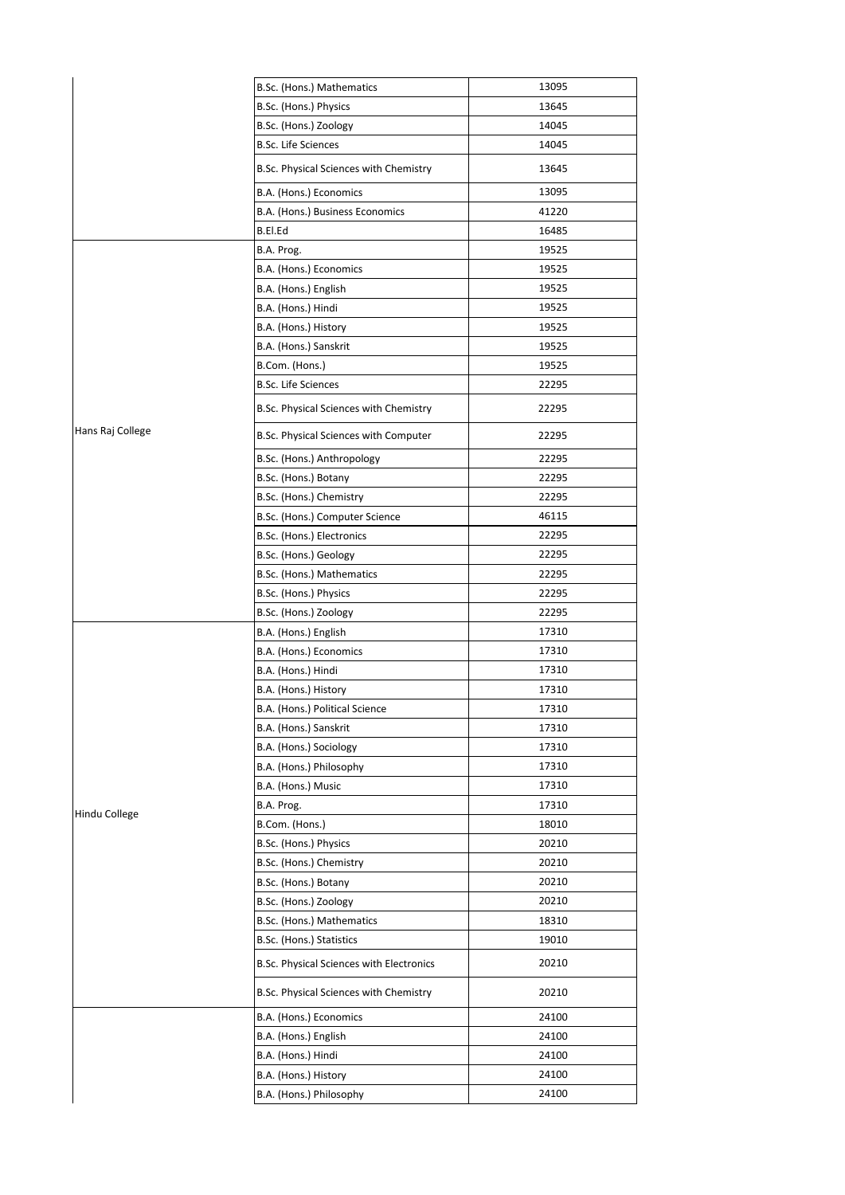| | | |
|---|---|---|
| | B.Sc. (Hons.) Mathematics | 13095 |
| | B.Sc. (Hons.) Physics | 13645 |
| | B.Sc. (Hons.) Zoology | 14045 |
| | B.Sc. Life Sciences | 14045 |
| | B.Sc. Physical Sciences with Chemistry | 13645 |
| | B.A. (Hons.) Economics | 13095 |
| | B.A. (Hons.) Business Economics | 41220 |
| | B.El.Ed | 16485 |
| Hans Raj College | B.A. Prog. | 19525 |
| | B.A. (Hons.) Economics | 19525 |
| | B.A. (Hons.) English | 19525 |
| | B.A. (Hons.) Hindi | 19525 |
| | B.A. (Hons.) History | 19525 |
| | B.A. (Hons.) Sanskrit | 19525 |
| | B.Com. (Hons.) | 19525 |
| | B.Sc. Life Sciences | 22295 |
| | B.Sc. Physical Sciences with Chemistry | 22295 |
| | B.Sc. Physical Sciences with Computer | 22295 |
| | B.Sc. (Hons.) Anthropology | 22295 |
| | B.Sc. (Hons.) Botany | 22295 |
| | B.Sc. (Hons.) Chemistry | 22295 |
| | B.Sc. (Hons.) Computer Science | 46115 |
| | B.Sc. (Hons.) Electronics | 22295 |
| | B.Sc. (Hons.) Geology | 22295 |
| | B.Sc. (Hons.) Mathematics | 22295 |
| | B.Sc. (Hons.) Physics | 22295 |
| | B.Sc. (Hons.) Zoology | 22295 |
| Hindu College | B.A. (Hons.) English | 17310 |
| | B.A. (Hons.) Economics | 17310 |
| | B.A. (Hons.) Hindi | 17310 |
| | B.A. (Hons.) History | 17310 |
| | B.A. (Hons.) Political Science | 17310 |
| | B.A. (Hons.) Sanskrit | 17310 |
| | B.A. (Hons.) Sociology | 17310 |
| | B.A. (Hons.) Philosophy | 17310 |
| | B.A. (Hons.) Music | 17310 |
| | B.A. Prog. | 17310 |
| | B.Com. (Hons.) | 18010 |
| | B.Sc. (Hons.) Physics | 20210 |
| | B.Sc. (Hons.) Chemistry | 20210 |
| | B.Sc. (Hons.) Botany | 20210 |
| | B.Sc. (Hons.) Zoology | 20210 |
| | B.Sc. (Hons.) Mathematics | 18310 |
| | B.Sc. (Hons.) Statistics | 19010 |
| | B.Sc. Physical Sciences with Electronics | 20210 |
| | B.Sc. Physical Sciences with Chemistry | 20210 |
| | B.A. (Hons.) Economics | 24100 |
| | B.A. (Hons.) English | 24100 |
| | B.A. (Hons.) Hindi | 24100 |
| | B.A. (Hons.) History | 24100 |
| | B.A. (Hons.) Philosophy | 24100 |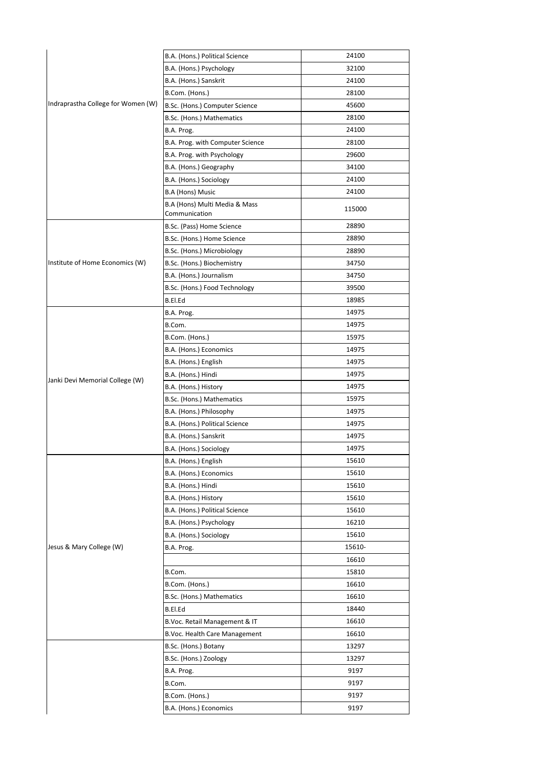| | | |
|---|---|---|
| Indraprastha College for Women (W) | B.A. (Hons.) Political Science | 24100 |
| | B.A. (Hons.) Psychology | 32100 |
| | B.A. (Hons.) Sanskrit | 24100 |
| | B.Com. (Hons.) | 28100 |
| | B.Sc. (Hons.) Computer Science | 45600 |
| | B.Sc. (Hons.) Mathematics | 28100 |
| | B.A. Prog. | 24100 |
| | B.A. Prog. with Computer Science | 28100 |
| | B.A. Prog. with Psychology | 29600 |
| | B.A. (Hons.) Geography | 34100 |
| | B.A. (Hons.) Sociology | 24100 |
| | B.A (Hons) Music | 24100 |
| | B.A (Hons) Multi Media & Mass Communication | 115000 |
| Institute of Home Economics (W) | B.Sc. (Pass) Home Science | 28890 |
| | B.Sc. (Hons.) Home Science | 28890 |
| | B.Sc. (Hons.) Microbiology | 28890 |
| | B.Sc. (Hons.) Biochemistry | 34750 |
| | B.A. (Hons.) Journalism | 34750 |
| | B.Sc. (Hons.) Food Technology | 39500 |
| | B.El.Ed | 18985 |
| Janki Devi Memorial College (W) | B.A. Prog. | 14975 |
| | B.Com. | 14975 |
| | B.Com. (Hons.) | 15975 |
| | B.A. (Hons.) Economics | 14975 |
| | B.A. (Hons.) English | 14975 |
| | B.A. (Hons.) Hindi | 14975 |
| | B.A. (Hons.) History | 14975 |
| | B.Sc. (Hons.) Mathematics | 15975 |
| | B.A. (Hons.) Philosophy | 14975 |
| | B.A. (Hons.) Political Science | 14975 |
| | B.A. (Hons.) Sanskrit | 14975 |
| | B.A. (Hons.) Sociology | 14975 |
| Jesus & Mary College (W) | B.A. (Hons.) English | 15610 |
| | B.A. (Hons.) Economics | 15610 |
| | B.A. (Hons.) Hindi | 15610 |
| | B.A. (Hons.) History | 15610 |
| | B.A. (Hons.) Political Science | 15610 |
| | B.A. (Hons.) Psychology | 16210 |
| | B.A. (Hons.) Sociology | 15610 |
| | B.A. Prog. | 15610- |
| | | 16610 |
| | B.Com. | 15810 |
| | B.Com. (Hons.) | 16610 |
| | B.Sc. (Hons.) Mathematics | 16610 |
| | B.El.Ed | 18440 |
| | B.Voc. Retail Management & IT | 16610 |
| | B.Voc. Health Care Management | 16610 |
| | B.Sc. (Hons.) Botany | 13297 |
| | B.Sc. (Hons.) Zoology | 13297 |
| | B.A. Prog. | 9197 |
| | B.Com. | 9197 |
| | B.Com. (Hons.) | 9197 |
| | B.A. (Hons.) Economics | 9197 |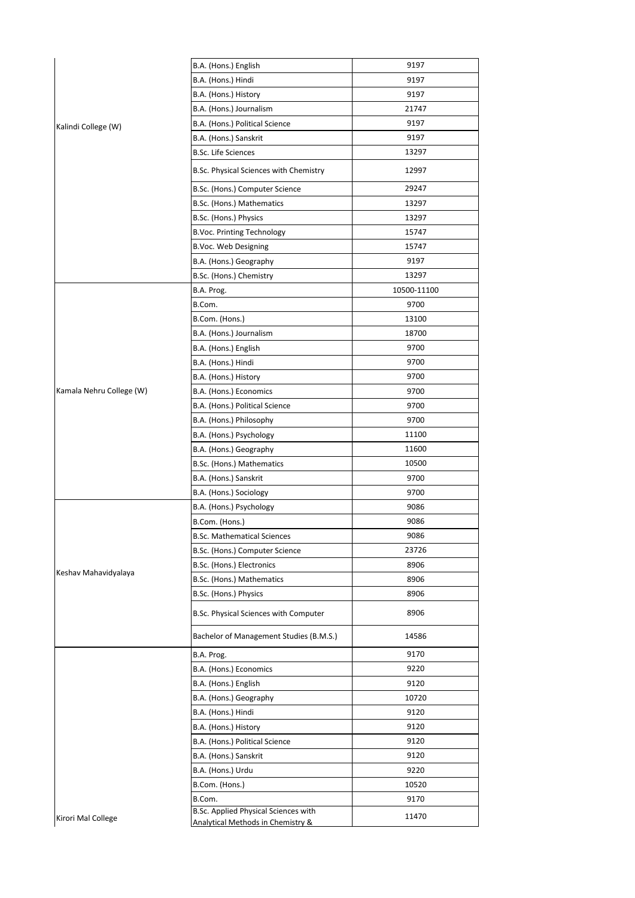| | | |
|---|---|---|
| Kalindi College (W) | B.A. (Hons.) English | 9197 |
| | B.A. (Hons.) Hindi | 9197 |
| | B.A. (Hons.) History | 9197 |
| | B.A. (Hons.) Journalism | 21747 |
| | B.A. (Hons.) Political Science | 9197 |
| | B.A. (Hons.) Sanskrit | 9197 |
| | B.Sc. Life Sciences | 13297 |
| | B.Sc. Physical Sciences with Chemistry | 12997 |
| | B.Sc. (Hons.) Computer Science | 29247 |
| | B.Sc. (Hons.) Mathematics | 13297 |
| | B.Sc. (Hons.) Physics | 13297 |
| | B.Voc. Printing Technology | 15747 |
| | B.Voc. Web Designing | 15747 |
| | B.A. (Hons.) Geography | 9197 |
| | B.Sc. (Hons.) Chemistry | 13297 |
| Kamala Nehru College (W) | B.A. Prog. | 10500-11100 |
| | B.Com. | 9700 |
| | B.Com. (Hons.) | 13100 |
| | B.A. (Hons.) Journalism | 18700 |
| | B.A. (Hons.) English | 9700 |
| | B.A. (Hons.) Hindi | 9700 |
| | B.A. (Hons.) History | 9700 |
| | B.A. (Hons.) Economics | 9700 |
| | B.A. (Hons.) Political Science | 9700 |
| | B.A. (Hons.) Philosophy | 9700 |
| | B.A. (Hons.) Psychology | 11100 |
| | B.A. (Hons.) Geography | 11600 |
| | B.Sc. (Hons.) Mathematics | 10500 |
| | B.A. (Hons.) Sanskrit | 9700 |
| | B.A. (Hons.) Sociology | 9700 |
| Keshav Mahavidyalaya | B.A. (Hons.) Psychology | 9086 |
| | B.Com. (Hons.) | 9086 |
| | B.Sc. Mathematical Sciences | 9086 |
| | B.Sc. (Hons.) Computer Science | 23726 |
| | B.Sc. (Hons.) Electronics | 8906 |
| | B.Sc. (Hons.) Mathematics | 8906 |
| | B.Sc. (Hons.) Physics | 8906 |
| | B.Sc. Physical Sciences with Computer | 8906 |
| | Bachelor of Management Studies (B.M.S.) | 14586 |
| Kirori Mal College | B.A. Prog. | 9170 |
| | B.A. (Hons.) Economics | 9220 |
| | B.A. (Hons.) English | 9120 |
| | B.A. (Hons.) Geography | 10720 |
| | B.A. (Hons.) Hindi | 9120 |
| | B.A. (Hons.) History | 9120 |
| | B.A. (Hons.) Political Science | 9120 |
| | B.A. (Hons.) Sanskrit | 9120 |
| | B.A. (Hons.) Urdu | 9220 |
| | B.Com. (Hons.) | 10520 |
| | B.Com. | 9170 |
| | B.Sc. Applied Physical Sciences with Analytical Methods in Chemistry & | 11470 |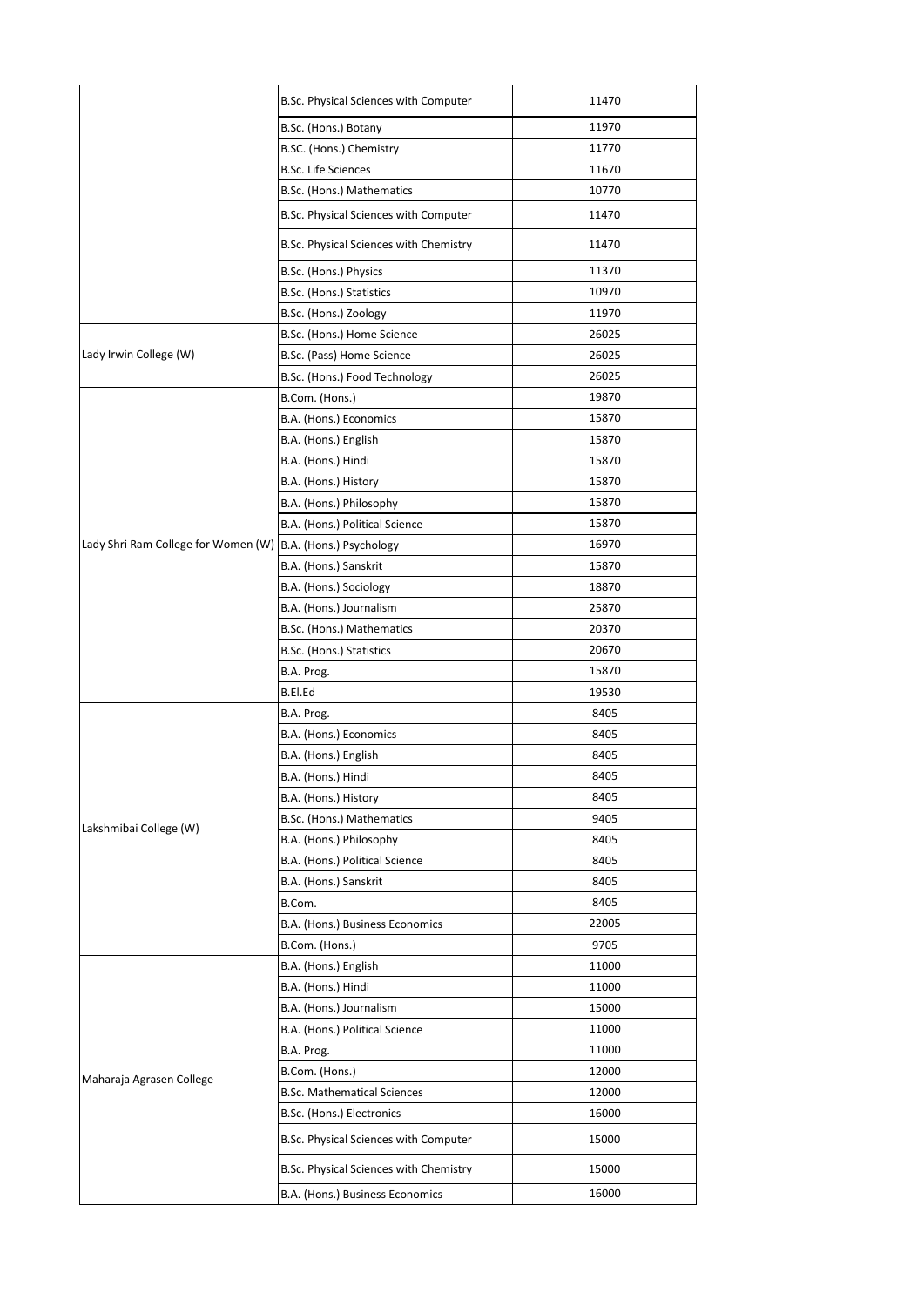| | | |
|---|---|---|
| | B.Sc. Physical Sciences with Computer | 11470 |
| | B.Sc. (Hons.) Botany | 11970 |
| | B.SC. (Hons.) Chemistry | 11770 |
| | B.Sc. Life Sciences | 11670 |
| | B.Sc. (Hons.) Mathematics | 10770 |
| | B.Sc. Physical Sciences with Computer | 11470 |
| | B.Sc. Physical Sciences with Chemistry | 11470 |
| | B.Sc. (Hons.) Physics | 11370 |
| | B.Sc. (Hons.) Statistics | 10970 |
| | B.Sc. (Hons.) Zoology | 11970 |
| Lady Irwin College (W) | B.Sc. (Hons.) Home Science | 26025 |
| | B.Sc. (Pass) Home Science | 26025 |
| | B.Sc. (Hons.) Food Technology | 26025 |
| Lady Shri Ram College for Women (W) | B.Com. (Hons.) | 19870 |
| | B.A. (Hons.) Economics | 15870 |
| | B.A. (Hons.) English | 15870 |
| | B.A. (Hons.) Hindi | 15870 |
| | B.A. (Hons.) History | 15870 |
| | B.A. (Hons.) Philosophy | 15870 |
| | B.A. (Hons.) Political Science | 15870 |
| | B.A. (Hons.) Psychology | 16970 |
| | B.A. (Hons.) Sanskrit | 15870 |
| | B.A. (Hons.) Sociology | 18870 |
| | B.A. (Hons.) Journalism | 25870 |
| | B.Sc. (Hons.) Mathematics | 20370 |
| | B.Sc. (Hons.) Statistics | 20670 |
| | B.A. Prog. | 15870 |
| | B.El.Ed | 19530 |
| Lakshmibai College (W) | B.A. Prog. | 8405 |
| | B.A. (Hons.) Economics | 8405 |
| | B.A. (Hons.) English | 8405 |
| | B.A. (Hons.) Hindi | 8405 |
| | B.A. (Hons.) History | 8405 |
| | B.Sc. (Hons.) Mathematics | 9405 |
| | B.A. (Hons.) Philosophy | 8405 |
| | B.A. (Hons.) Political Science | 8405 |
| | B.A. (Hons.) Sanskrit | 8405 |
| | B.Com. | 8405 |
| | B.A. (Hons.) Business Economics | 22005 |
| | B.Com. (Hons.) | 9705 |
| Maharaja Agrasen College | B.A. (Hons.) English | 11000 |
| | B.A. (Hons.) Hindi | 11000 |
| | B.A. (Hons.) Journalism | 15000 |
| | B.A. (Hons.) Political Science | 11000 |
| | B.A. Prog. | 11000 |
| | B.Com. (Hons.) | 12000 |
| | B.Sc. Mathematical Sciences | 12000 |
| | B.Sc. (Hons.) Electronics | 16000 |
| | B.Sc. Physical Sciences with Computer | 15000 |
| | B.Sc. Physical Sciences with Chemistry | 15000 |
| | B.A. (Hons.) Business Economics | 16000 |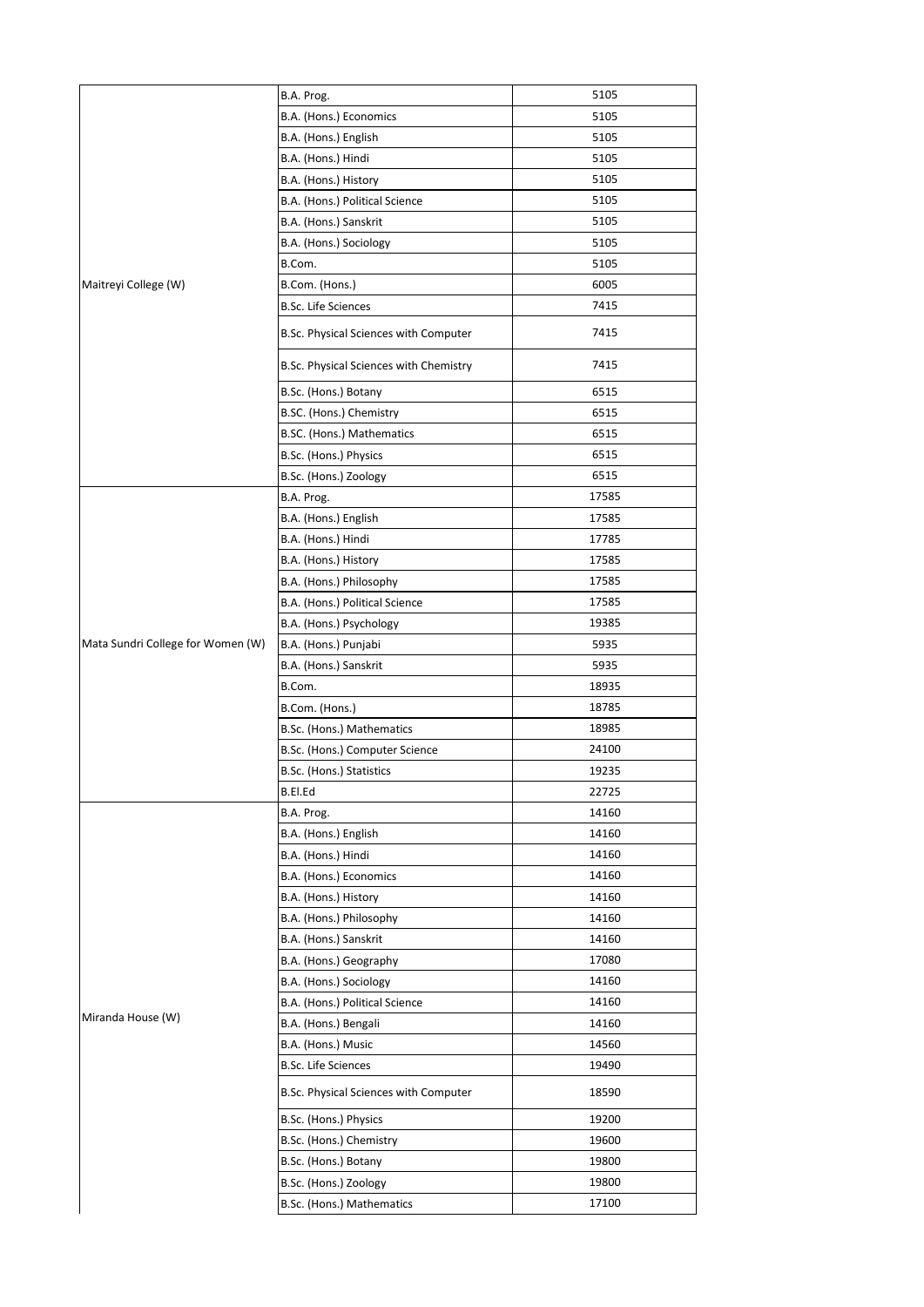| | | |
|---|---|---|
| Maitreyi College (W) | B.A. Prog. | 5105 |
| | B.A. (Hons.) Economics | 5105 |
| | B.A. (Hons.) English | 5105 |
| | B.A. (Hons.) Hindi | 5105 |
| | B.A. (Hons.) History | 5105 |
| | B.A. (Hons.) Political Science | 5105 |
| | B.A. (Hons.) Sanskrit | 5105 |
| | B.A. (Hons.) Sociology | 5105 |
| | B.Com. | 5105 |
| | B.Com. (Hons.) | 6005 |
| | B.Sc. Life Sciences | 7415 |
| | B.Sc. Physical Sciences with Computer | 7415 |
| | B.Sc. Physical Sciences with Chemistry | 7415 |
| | B.Sc. (Hons.) Botany | 6515 |
| | B.SC. (Hons.) Chemistry | 6515 |
| | B.SC. (Hons.) Mathematics | 6515 |
| | B.Sc. (Hons.) Physics | 6515 |
| | B.Sc. (Hons.) Zoology | 6515 |
| Mata Sundri College for Women (W) | B.A. Prog. | 17585 |
| | B.A. (Hons.) English | 17585 |
| | B.A. (Hons.) Hindi | 17785 |
| | B.A. (Hons.) History | 17585 |
| | B.A. (Hons.) Philosophy | 17585 |
| | B.A. (Hons.) Political Science | 17585 |
| | B.A. (Hons.) Psychology | 19385 |
| | B.A. (Hons.) Punjabi | 5935 |
| | B.A. (Hons.) Sanskrit | 5935 |
| | B.Com. | 18935 |
| | B.Com. (Hons.) | 18785 |
| | B.Sc. (Hons.) Mathematics | 18985 |
| | B.Sc. (Hons.) Computer Science | 24100 |
| | B.Sc. (Hons.) Statistics | 19235 |
| | B.El.Ed | 22725 |
| Miranda House (W) | B.A. Prog. | 14160 |
| | B.A. (Hons.) English | 14160 |
| | B.A. (Hons.) Hindi | 14160 |
| | B.A. (Hons.) Economics | 14160 |
| | B.A. (Hons.) History | 14160 |
| | B.A. (Hons.) Philosophy | 14160 |
| | B.A. (Hons.) Sanskrit | 14160 |
| | B.A. (Hons.) Geography | 17080 |
| | B.A. (Hons.) Sociology | 14160 |
| | B.A. (Hons.) Political Science | 14160 |
| | B.A. (Hons.) Bengali | 14160 |
| | B.A. (Hons.) Music | 14560 |
| | B.Sc. Life Sciences | 19490 |
| | B.Sc. Physical Sciences with Computer | 18590 |
| | B.Sc. (Hons.) Physics | 19200 |
| | B.Sc. (Hons.) Chemistry | 19600 |
| | B.Sc. (Hons.) Botany | 19800 |
| | B.Sc. (Hons.) Zoology | 19800 |
| | B.Sc. (Hons.) Mathematics | 17100 |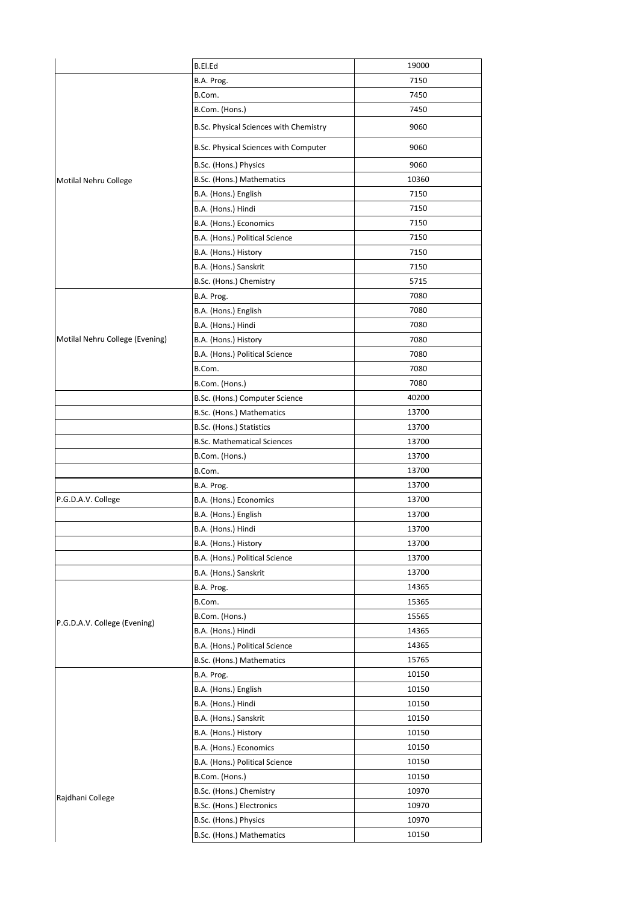| | | |
|---|---|---|
| | B.El.Ed | 19000 |
| Motilal Nehru College | B.A. Prog. | 7150 |
| | B.Com. | 7450 |
| | B.Com. (Hons.) | 7450 |
| | B.Sc. Physical Sciences with Chemistry | 9060 |
| | B.Sc. Physical Sciences with Computer | 9060 |
| | B.Sc. (Hons.) Physics | 9060 |
| | B.Sc. (Hons.) Mathematics | 10360 |
| | B.A. (Hons.) English | 7150 |
| | B.A. (Hons.) Hindi | 7150 |
| | B.A. (Hons.) Economics | 7150 |
| | B.A. (Hons.) Political Science | 7150 |
| | B.A. (Hons.) History | 7150 |
| | B.A. (Hons.) Sanskrit | 7150 |
| | B.Sc. (Hons.) Chemistry | 5715 |
| Motilal Nehru College (Evening) | B.A. Prog. | 7080 |
| | B.A. (Hons.) English | 7080 |
| | B.A. (Hons.) Hindi | 7080 |
| | B.A. (Hons.) History | 7080 |
| | B.A. (Hons.) Political Science | 7080 |
| | B.Com. | 7080 |
| | B.Com. (Hons.) | 7080 |
| P.G.D.A.V. College | B.Sc. (Hons.) Computer Science | 40200 |
| | B.Sc. (Hons.) Mathematics | 13700 |
| | B.Sc. (Hons.) Statistics | 13700 |
| | B.Sc. Mathematical Sciences | 13700 |
| | B.Com. (Hons.) | 13700 |
| | B.Com. | 13700 |
| | B.A. Prog. | 13700 |
| | B.A. (Hons.) Economics | 13700 |
| | B.A. (Hons.) English | 13700 |
| | B.A. (Hons.) Hindi | 13700 |
| | B.A. (Hons.) History | 13700 |
| | B.A. (Hons.) Political Science | 13700 |
| | B.A. (Hons.) Sanskrit | 13700 |
| P.G.D.A.V. College (Evening) | B.A. Prog. | 14365 |
| | B.Com. | 15365 |
| | B.Com. (Hons.) | 15565 |
| | B.A. (Hons.) Hindi | 14365 |
| | B.A. (Hons.) Political Science | 14365 |
| | B.Sc. (Hons.) Mathematics | 15765 |
| Rajdhani College | B.A. Prog. | 10150 |
| | B.A. (Hons.) English | 10150 |
| | B.A. (Hons.) Hindi | 10150 |
| | B.A. (Hons.) Sanskrit | 10150 |
| | B.A. (Hons.) History | 10150 |
| | B.A. (Hons.) Economics | 10150 |
| | B.A. (Hons.) Political Science | 10150 |
| | B.Com. (Hons.) | 10150 |
| | B.Sc. (Hons.) Chemistry | 10970 |
| | B.Sc. (Hons.) Electronics | 10970 |
| | B.Sc. (Hons.) Physics | 10970 |
| | B.Sc. (Hons.) Mathematics | 10150 |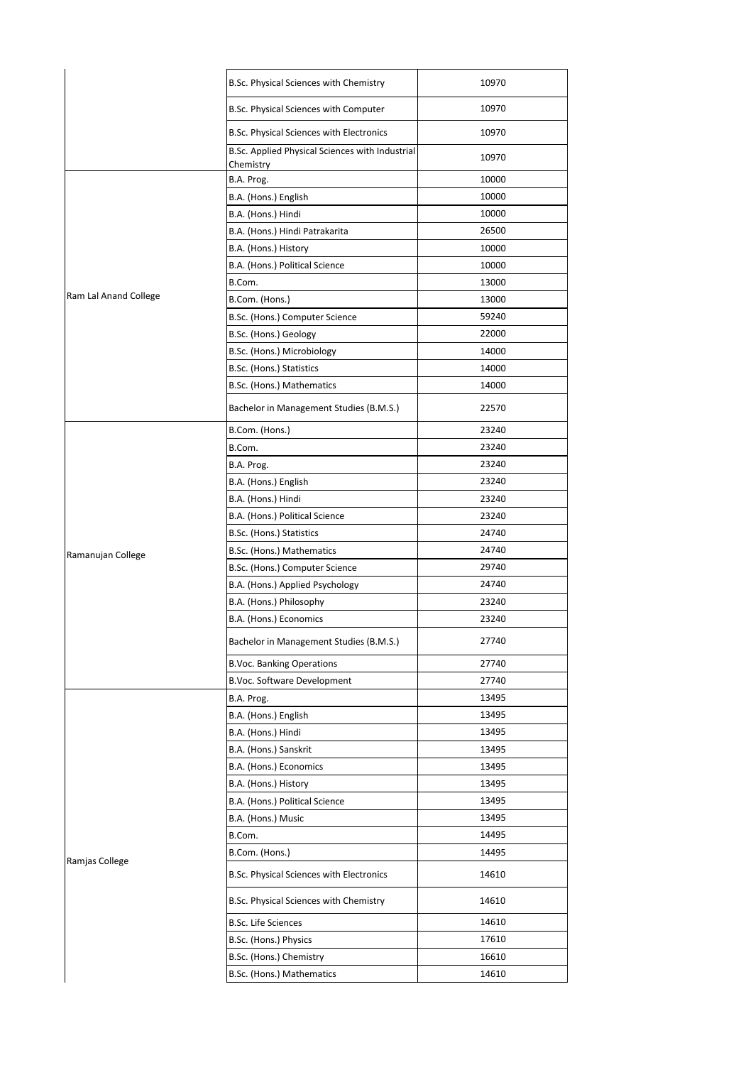| | | |
|---|---|---|
| | B.Sc. Physical Sciences with Chemistry | 10970 |
| | B.Sc. Physical Sciences with Computer | 10970 |
| | B.Sc. Physical Sciences with Electronics | 10970 |
| | B.Sc. Applied Physical Sciences with Industrial Chemistry | 10970 |
| Ram Lal Anand College | B.A. Prog. | 10000 |
| | B.A. (Hons.) English | 10000 |
| | B.A. (Hons.) Hindi | 10000 |
| | B.A. (Hons.) Hindi Patrakarita | 26500 |
| | B.A. (Hons.) History | 10000 |
| | B.A. (Hons.) Political Science | 10000 |
| | B.Com. | 13000 |
| | B.Com. (Hons.) | 13000 |
| | B.Sc. (Hons.) Computer Science | 59240 |
| | B.Sc. (Hons.) Geology | 22000 |
| | B.Sc. (Hons.) Microbiology | 14000 |
| | B.Sc. (Hons.) Statistics | 14000 |
| | B.Sc. (Hons.) Mathematics | 14000 |
| | Bachelor in Management Studies (B.M.S.) | 22570 |
| Ramanujan College | B.Com. (Hons.) | 23240 |
| | B.Com. | 23240 |
| | B.A. Prog. | 23240 |
| | B.A. (Hons.) English | 23240 |
| | B.A. (Hons.) Hindi | 23240 |
| | B.A. (Hons.) Political Science | 23240 |
| | B.Sc. (Hons.) Statistics | 24740 |
| | B.Sc. (Hons.) Mathematics | 24740 |
| | B.Sc. (Hons.) Computer Science | 29740 |
| | B.A. (Hons.) Applied Psychology | 24740 |
| | B.A. (Hons.) Philosophy | 23240 |
| | B.A. (Hons.) Economics | 23240 |
| | Bachelor in Management Studies (B.M.S.) | 27740 |
| | B.Voc. Banking Operations | 27740 |
| | B.Voc. Software Development | 27740 |
| Ramjas College | B.A. Prog. | 13495 |
| | B.A. (Hons.) English | 13495 |
| | B.A. (Hons.) Hindi | 13495 |
| | B.A. (Hons.) Sanskrit | 13495 |
| | B.A. (Hons.) Economics | 13495 |
| | B.A. (Hons.) History | 13495 |
| | B.A. (Hons.) Political Science | 13495 |
| | B.A. (Hons.) Music | 13495 |
| | B.Com. | 14495 |
| | B.Com. (Hons.) | 14495 |
| | B.Sc. Physical Sciences with Electronics | 14610 |
| | B.Sc. Physical Sciences with Chemistry | 14610 |
| | B.Sc. Life Sciences | 14610 |
| | B.Sc. (Hons.) Physics | 17610 |
| | B.Sc. (Hons.) Chemistry | 16610 |
| | B.Sc. (Hons.) Mathematics | 14610 |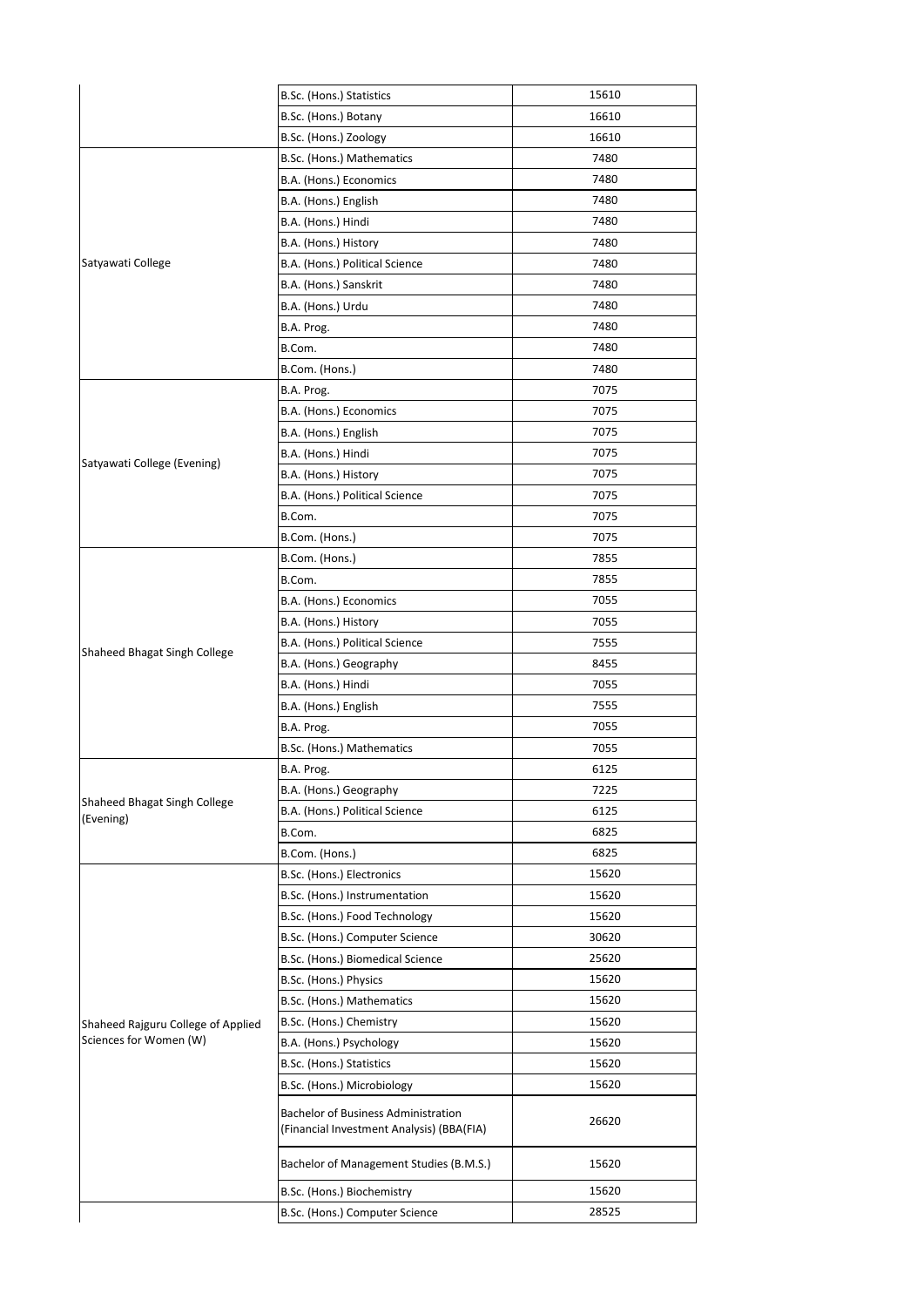| | | |
|---|---|---|
| | B.Sc. (Hons.) Statistics | 15610 |
| | B.Sc. (Hons.) Botany | 16610 |
| | B.Sc. (Hons.) Zoology | 16610 |
| Satyawati College | B.Sc. (Hons.) Mathematics | 7480 |
| | B.A. (Hons.) Economics | 7480 |
| | B.A. (Hons.) English | 7480 |
| | B.A. (Hons.) Hindi | 7480 |
| | B.A. (Hons.) History | 7480 |
| | B.A. (Hons.) Political Science | 7480 |
| | B.A. (Hons.) Sanskrit | 7480 |
| | B.A. (Hons.) Urdu | 7480 |
| | B.A. Prog. | 7480 |
| | B.Com. | 7480 |
| | B.Com. (Hons.) | 7480 |
| Satyawati College (Evening) | B.A. Prog. | 7075 |
| | B.A. (Hons.) Economics | 7075 |
| | B.A. (Hons.) English | 7075 |
| | B.A. (Hons.) Hindi | 7075 |
| | B.A. (Hons.) History | 7075 |
| | B.A. (Hons.) Political Science | 7075 |
| | B.Com. | 7075 |
| | B.Com. (Hons.) | 7075 |
| Shaheed Bhagat Singh College | B.Com. (Hons.) | 7855 |
| | B.Com. | 7855 |
| | B.A. (Hons.) Economics | 7055 |
| | B.A. (Hons.) History | 7055 |
| | B.A. (Hons.) Political Science | 7555 |
| | B.A. (Hons.) Geography | 8455 |
| | B.A. (Hons.) Hindi | 7055 |
| | B.A. (Hons.) English | 7555 |
| | B.A. Prog. | 7055 |
| | B.Sc. (Hons.) Mathematics | 7055 |
| Shaheed Bhagat Singh College (Evening) | B.A. Prog. | 6125 |
| | B.A. (Hons.) Geography | 7225 |
| | B.A. (Hons.) Political Science | 6125 |
| | B.Com. | 6825 |
| | B.Com. (Hons.) | 6825 |
| Shaheed Rajguru College of Applied Sciences for Women (W) | B.Sc. (Hons.) Electronics | 15620 |
| | B.Sc. (Hons.) Instrumentation | 15620 |
| | B.Sc. (Hons.) Food Technology | 15620 |
| | B.Sc. (Hons.) Computer Science | 30620 |
| | B.Sc. (Hons.) Biomedical Science | 25620 |
| | B.Sc. (Hons.) Physics | 15620 |
| | B.Sc. (Hons.) Mathematics | 15620 |
| | B.Sc. (Hons.) Chemistry | 15620 |
| | B.A. (Hons.) Psychology | 15620 |
| | B.Sc. (Hons.) Statistics | 15620 |
| | B.Sc. (Hons.) Microbiology | 15620 |
| | Bachelor of Business Administration (Financial Investment Analysis) (BBA(FIA) | 26620 |
| | Bachelor of Management Studies (B.M.S.) | 15620 |
| | B.Sc. (Hons.) Biochemistry | 15620 |
| | B.Sc. (Hons.) Computer Science | 28525 |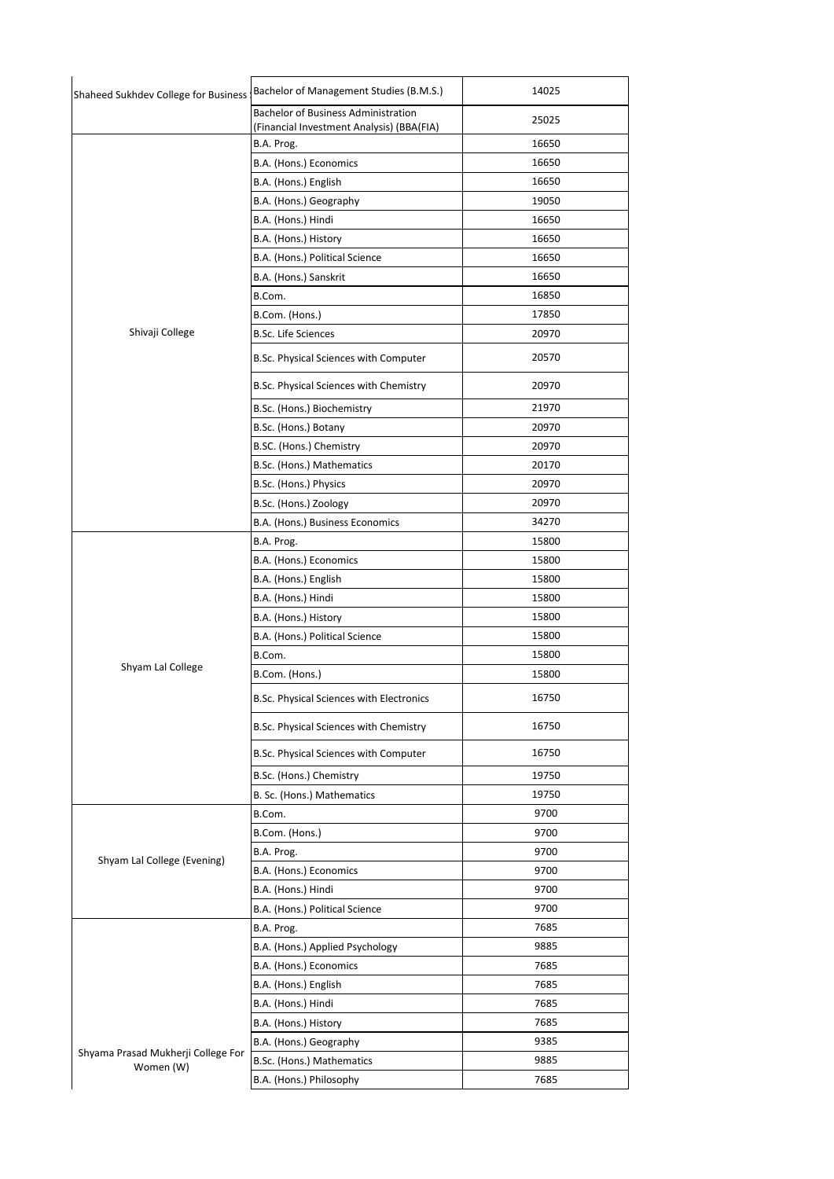| Shaheed Sukhdev College for Business | Bachelor of Management Studies (B.M.S.) | 14025 |
|---|---|---|
| | Bachelor of Business Administration (Financial Investment Analysis) (BBA(FIA) | 25025 |
| Shivaji College | B.A. Prog. | 16650 |
| | B.A. (Hons.) Economics | 16650 |
| | B.A. (Hons.) English | 16650 |
| | B.A. (Hons.) Geography | 19050 |
| | B.A. (Hons.) Hindi | 16650 |
| | B.A. (Hons.) History | 16650 |
| | B.A. (Hons.) Political Science | 16650 |
| | B.A. (Hons.) Sanskrit | 16650 |
| | B.Com. | 16850 |
| | B.Com. (Hons.) | 17850 |
| | B.Sc. Life Sciences | 20970 |
| | B.Sc. Physical Sciences with Computer | 20570 |
| | B.Sc. Physical Sciences with Chemistry | 20970 |
| | B.Sc. (Hons.) Biochemistry | 21970 |
| | B.Sc. (Hons.) Botany | 20970 |
| | B.SC. (Hons.) Chemistry | 20970 |
| | B.Sc. (Hons.) Mathematics | 20170 |
| | B.Sc. (Hons.) Physics | 20970 |
| | B.Sc. (Hons.) Zoology | 20970 |
| | B.A. (Hons.) Business Economics | 34270 |
| Shyam Lal College | B.A. Prog. | 15800 |
| | B.A. (Hons.) Economics | 15800 |
| | B.A. (Hons.) English | 15800 |
| | B.A. (Hons.) Hindi | 15800 |
| | B.A. (Hons.) History | 15800 |
| | B.A. (Hons.) Political Science | 15800 |
| | B.Com. | 15800 |
| | B.Com. (Hons.) | 15800 |
| | B.Sc. Physical Sciences with Electronics | 16750 |
| | B.Sc. Physical Sciences with Chemistry | 16750 |
| | B.Sc. Physical Sciences with Computer | 16750 |
| | B.Sc. (Hons.) Chemistry | 19750 |
| | B. Sc. (Hons.) Mathematics | 19750 |
| Shyam Lal College (Evening) | B.Com. | 9700 |
| | B.Com. (Hons.) | 9700 |
| | B.A. Prog. | 9700 |
| | B.A. (Hons.) Economics | 9700 |
| | B.A. (Hons.) Hindi | 9700 |
| | B.A. (Hons.) Political Science | 9700 |
| Shyama Prasad Mukherji College For Women (W) | B.A. Prog. | 7685 |
| | B.A. (Hons.) Applied Psychology | 9885 |
| | B.A. (Hons.) Economics | 7685 |
| | B.A. (Hons.) English | 7685 |
| | B.A. (Hons.) Hindi | 7685 |
| | B.A. (Hons.) History | 7685 |
| | B.A. (Hons.) Geography | 9385 |
| | B.Sc. (Hons.) Mathematics | 9885 |
| | B.A. (Hons.) Philosophy | 7685 |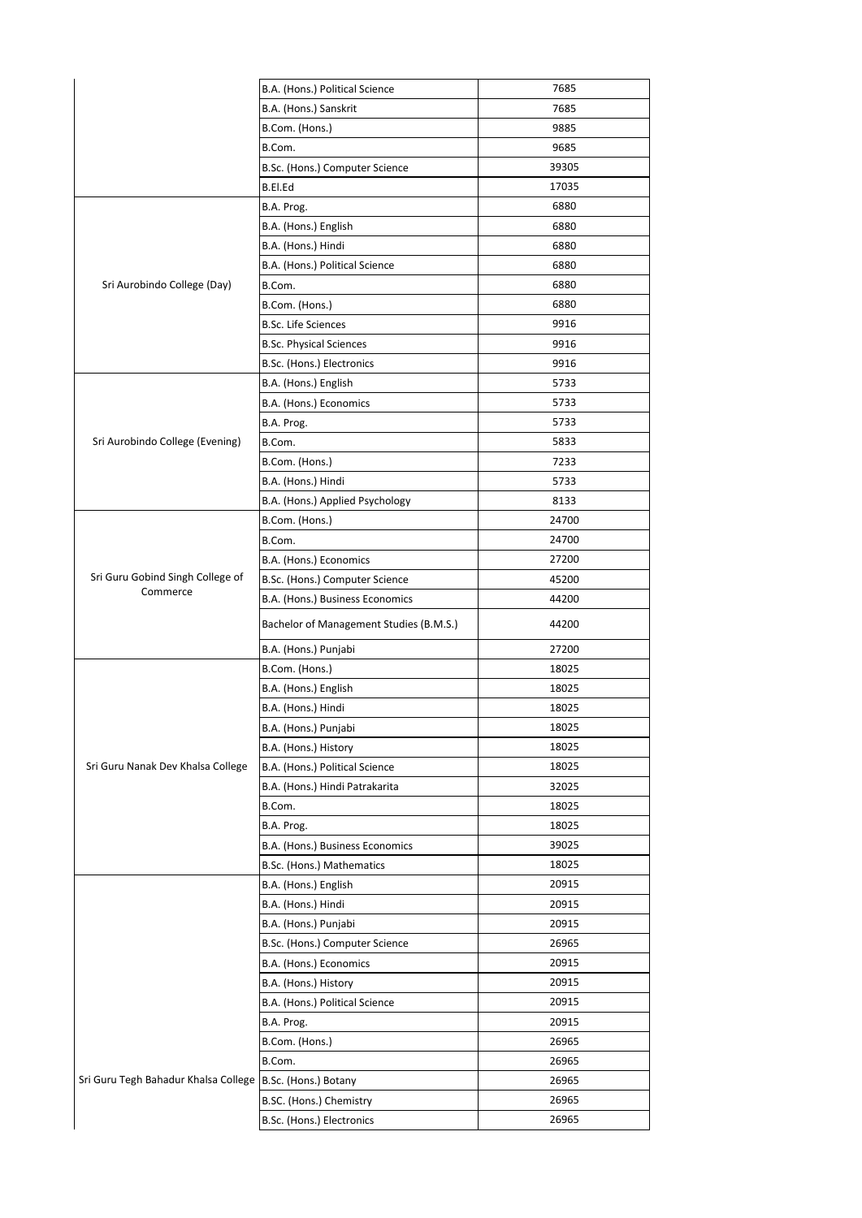| | | |
|---|---|---|
| | B.A. (Hons.) Political Science | 7685 |
| | B.A. (Hons.) Sanskrit | 7685 |
| | B.Com. (Hons.) | 9885 |
| | B.Com. | 9685 |
| | B.Sc. (Hons.) Computer Science | 39305 |
| | B.El.Ed | 17035 |
| Sri Aurobindo College (Day) | B.A. Prog. | 6880 |
| | B.A. (Hons.) English | 6880 |
| | B.A. (Hons.) Hindi | 6880 |
| | B.A. (Hons.) Political Science | 6880 |
| | B.Com. | 6880 |
| | B.Com. (Hons.) | 6880 |
| | B.Sc. Life Sciences | 9916 |
| | B.Sc. Physical Sciences | 9916 |
| | B.Sc. (Hons.) Electronics | 9916 |
| Sri Aurobindo College (Evening) | B.A. (Hons.) English | 5733 |
| | B.A. (Hons.) Economics | 5733 |
| | B.A. Prog. | 5733 |
| | B.Com. | 5833 |
| | B.Com. (Hons.) | 7233 |
| | B.A. (Hons.) Hindi | 5733 |
| | B.A. (Hons.) Applied Psychology | 8133 |
| Sri Guru Gobind Singh College of Commerce | B.Com. (Hons.) | 24700 |
| | B.Com. | 24700 |
| | B.A. (Hons.) Economics | 27200 |
| | B.Sc. (Hons.) Computer Science | 45200 |
| | B.A. (Hons.) Business Economics | 44200 |
| | Bachelor of Management Studies (B.M.S.) | 44200 |
| | B.A. (Hons.) Punjabi | 27200 |
| Sri Guru Nanak Dev Khalsa College | B.Com. (Hons.) | 18025 |
| | B.A. (Hons.) English | 18025 |
| | B.A. (Hons.) Hindi | 18025 |
| | B.A. (Hons.) Punjabi | 18025 |
| | B.A. (Hons.) History | 18025 |
| | B.A. (Hons.) Political Science | 18025 |
| | B.A. (Hons.) Hindi Patrakarita | 32025 |
| | B.Com. | 18025 |
| | B.A. Prog. | 18025 |
| | B.A. (Hons.) Business Economics | 39025 |
| | B.Sc. (Hons.) Mathematics | 18025 |
| Sri Guru Tegh Bahadur Khalsa College | B.A. (Hons.) English | 20915 |
| | B.A. (Hons.) Hindi | 20915 |
| | B.A. (Hons.) Punjabi | 20915 |
| | B.Sc. (Hons.) Computer Science | 26965 |
| | B.A. (Hons.) Economics | 20915 |
| | B.A. (Hons.) History | 20915 |
| | B.A. (Hons.) Political Science | 20915 |
| | B.A. Prog. | 20915 |
| | B.Com. (Hons.) | 26965 |
| | B.Com. | 26965 |
| | B.Sc. (Hons.) Botany | 26965 |
| | B.SC. (Hons.) Chemistry | 26965 |
| | B.Sc. (Hons.) Electronics | 26965 |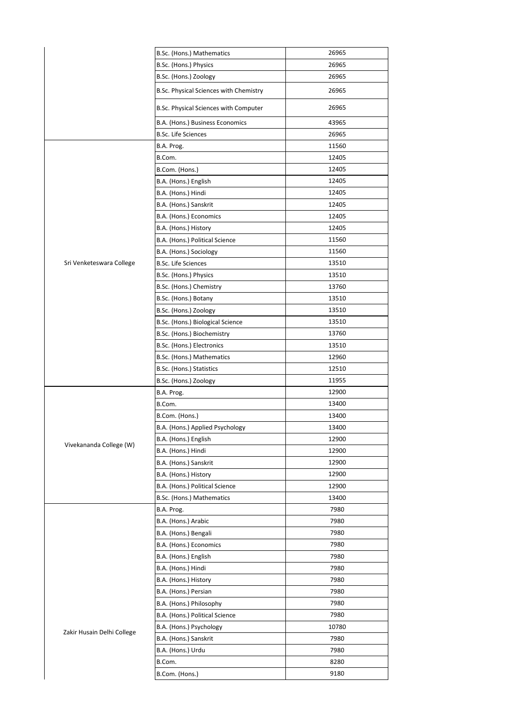| | | |
|---|---|---|
| | B.Sc. (Hons.) Mathematics | 26965 |
| | B.Sc. (Hons.) Physics | 26965 |
| | B.Sc. (Hons.) Zoology | 26965 |
| | B.Sc. Physical Sciences with Chemistry | 26965 |
| | B.Sc. Physical Sciences with Computer | 26965 |
| | B.A. (Hons.) Business Economics | 43965 |
| | B.Sc. Life Sciences | 26965 |
| Sri Venketeswara College | B.A. Prog. | 11560 |
| | B.Com. | 12405 |
| | B.Com. (Hons.) | 12405 |
| | B.A. (Hons.) English | 12405 |
| | B.A. (Hons.) Hindi | 12405 |
| | B.A. (Hons.) Sanskrit | 12405 |
| | B.A. (Hons.) Economics | 12405 |
| | B.A. (Hons.) History | 12405 |
| | B.A. (Hons.) Political Science | 11560 |
| | B.A. (Hons.) Sociology | 11560 |
| | B.Sc. Life Sciences | 13510 |
| | B.Sc. (Hons.) Physics | 13510 |
| | B.Sc. (Hons.) Chemistry | 13760 |
| | B.Sc. (Hons.) Botany | 13510 |
| | B.Sc. (Hons.) Zoology | 13510 |
| | B.Sc. (Hons.) Biological Science | 13510 |
| | B.Sc. (Hons.) Biochemistry | 13760 |
| | B.Sc. (Hons.) Electronics | 13510 |
| | B.Sc. (Hons.) Mathematics | 12960 |
| | B.Sc. (Hons.) Statistics | 12510 |
| | B.Sc. (Hons.) Zoology | 11955 |
| Vivekananda College (W) | B.A. Prog. | 12900 |
| | B.Com. | 13400 |
| | B.Com. (Hons.) | 13400 |
| | B.A. (Hons.) Applied Psychology | 13400 |
| | B.A. (Hons.) English | 12900 |
| | B.A. (Hons.) Hindi | 12900 |
| | B.A. (Hons.) Sanskrit | 12900 |
| | B.A. (Hons.) History | 12900 |
| | B.A. (Hons.) Political Science | 12900 |
| | B.Sc. (Hons.) Mathematics | 13400 |
| Zakir Husain Delhi College | B.A. Prog. | 7980 |
| | B.A. (Hons.) Arabic | 7980 |
| | B.A. (Hons.) Bengali | 7980 |
| | B.A. (Hons.) Economics | 7980 |
| | B.A. (Hons.) English | 7980 |
| | B.A. (Hons.) Hindi | 7980 |
| | B.A. (Hons.) History | 7980 |
| | B.A. (Hons.) Persian | 7980 |
| | B.A. (Hons.) Philosophy | 7980 |
| | B.A. (Hons.) Political Science | 7980 |
| | B.A. (Hons.) Psychology | 10780 |
| | B.A. (Hons.) Sanskrit | 7980 |
| | B.A. (Hons.) Urdu | 7980 |
| | B.Com. | 8280 |
| | B.Com. (Hons.) | 9180 |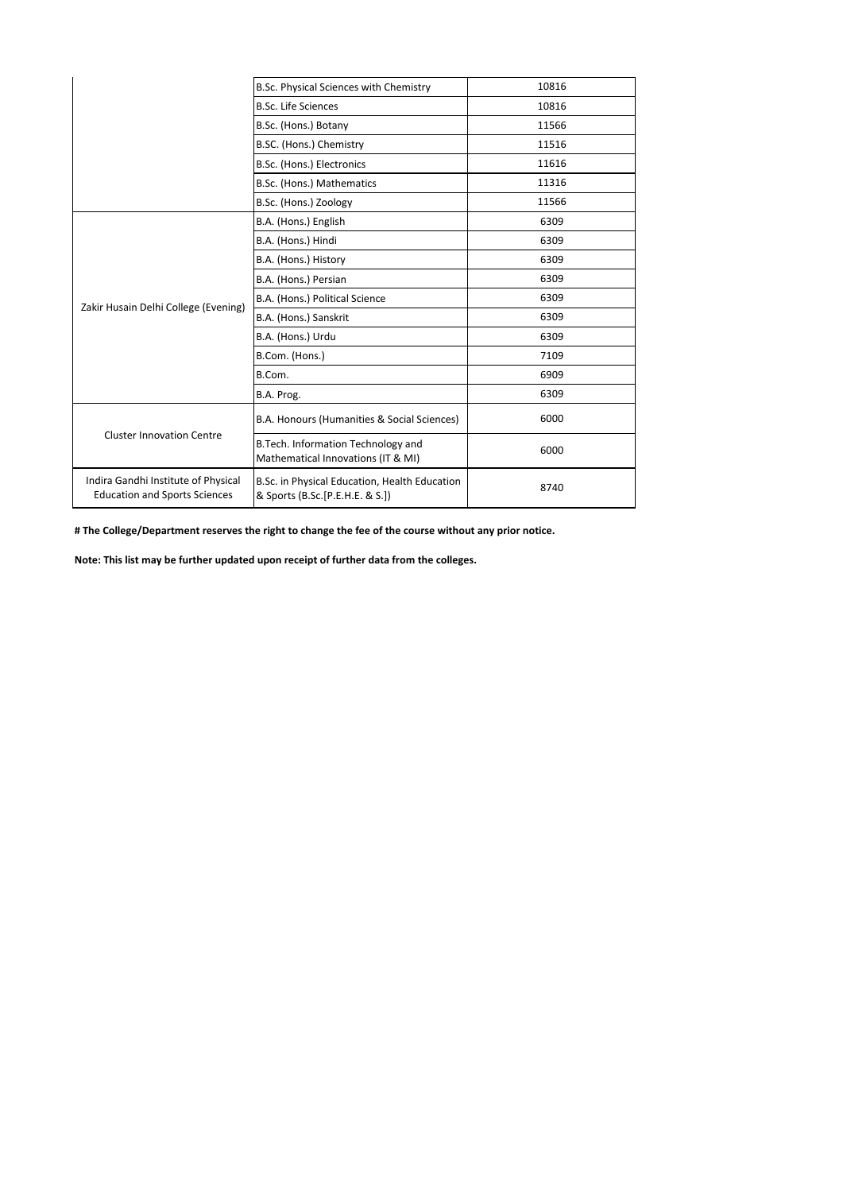| | | |
|---|---|---|
| | B.Sc. Physical Sciences with Chemistry | 10816 |
| | B.Sc. Life Sciences | 10816 |
| | B.Sc. (Hons.) Botany | 11566 |
| | B.SC. (Hons.) Chemistry | 11516 |
| | B.Sc. (Hons.) Electronics | 11616 |
| | B.Sc. (Hons.) Mathematics | 11316 |
| | B.Sc. (Hons.) Zoology | 11566 |
| Zakir Husain Delhi College (Evening) | B.A. (Hons.) English | 6309 |
| | B.A. (Hons.) Hindi | 6309 |
| | B.A. (Hons.) History | 6309 |
| | B.A. (Hons.) Persian | 6309 |
| | B.A. (Hons.) Political Science | 6309 |
| | B.A. (Hons.) Sanskrit | 6309 |
| | B.A. (Hons.) Urdu | 6309 |
| | B.Com. (Hons.) | 7109 |
| | B.Com. | 6909 |
| | B.A. Prog. | 6309 |
| Cluster Innovation Centre | B.A. Honours (Humanities & Social Sciences) | 6000 |
| | B.Tech. Information Technology and Mathematical Innovations (IT & MI) | 6000 |
| Indira Gandhi Institute of Physical Education and Sports Sciences | B.Sc. in Physical Education, Health Education & Sports (B.Sc.[P.E.H.E. & S.]) | 8740 |

**# The College/Department reserves the right to change the fee of the course without any prior notice.**

**Note: This list may be further updated upon receipt of further data from the colleges.**